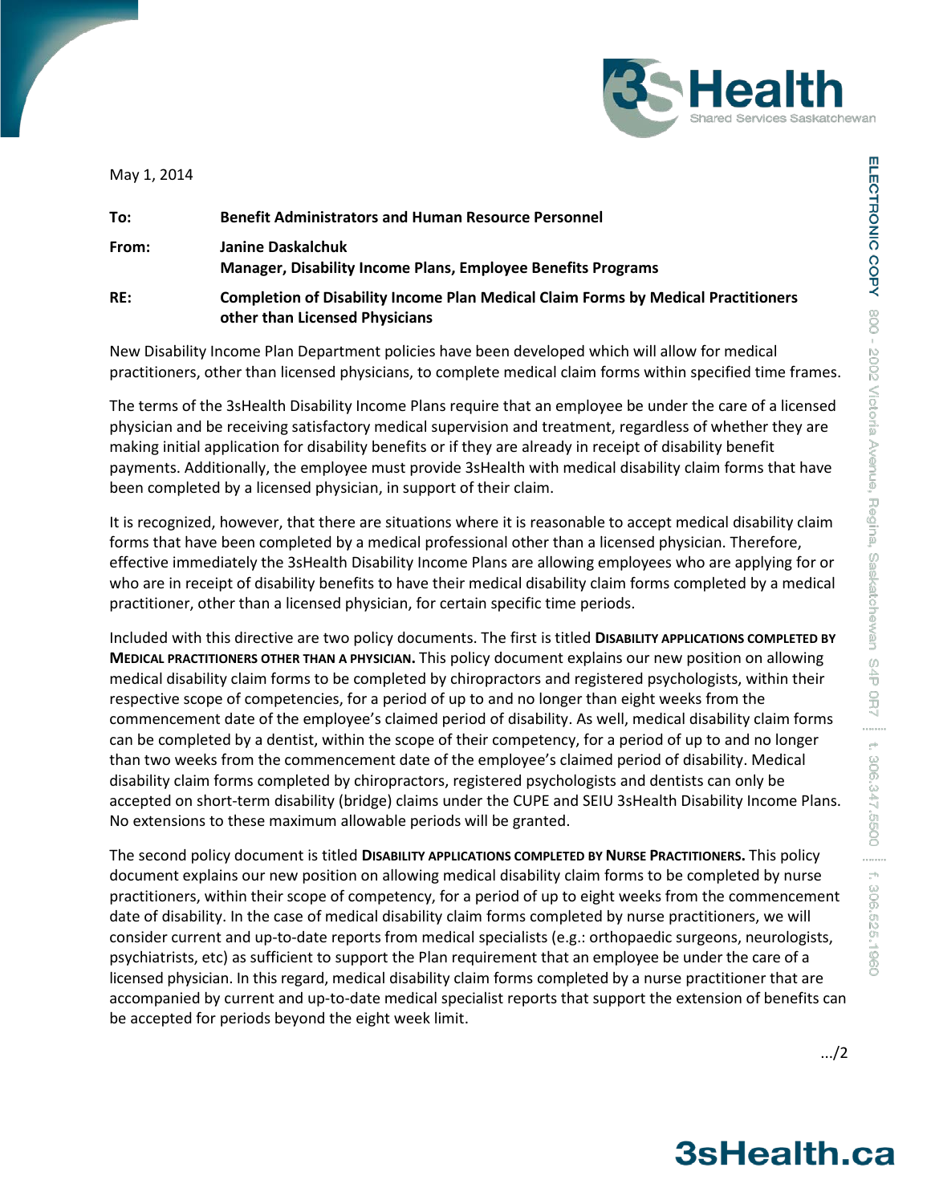May 1, 2014

**To:** **Benefit Administrators and Human Resource Personnel**

**From:** **Janine Daskalchuk**
**Manager, Disability Income Plans, Employee Benefits Programs**

**RE:** **Completion of Disability Income Plan Medical Claim Forms by Medical Practitioners other than Licensed Physicians**

New Disability Income Plan Department policies have been developed which will allow for medical practitioners, other than licensed physicians, to complete medical claim forms within specified time frames.

The terms of the 3sHealth Disability Income Plans require that an employee be under the care of a licensed physician and be receiving satisfactory medical supervision and treatment, regardless of whether they are making initial application for disability benefits or if they are already in receipt of disability benefit payments. Additionally, the employee must provide 3sHealth with medical disability claim forms that have been completed by a licensed physician, in support of their claim.

It is recognized, however, that there are situations where it is reasonable to accept medical disability claim forms that have been completed by a medical professional other than a licensed physician. Therefore, effective immediately the 3sHealth Disability Income Plans are allowing employees who are applying for or who are in receipt of disability benefits to have their medical disability claim forms completed by a medical practitioner, other than a licensed physician, for certain specific time periods.

Included with this directive are two policy documents. The first is titled **DISABILITY APPLICATIONS COMPLETED BY MEDICAL PRACTITIONERS OTHER THAN A PHYSICIAN.** This policy document explains our new position on allowing medical disability claim forms to be completed by chiropractors and registered psychologists, within their respective scope of competencies, for a period of up to and no longer than eight weeks from the commencement date of the employee's claimed period of disability. As well, medical disability claim forms can be completed by a dentist, within the scope of their competency, for a period of up to and no longer than two weeks from the commencement date of the employee's claimed period of disability. Medical disability claim forms completed by chiropractors, registered psychologists and dentists can only be accepted on short-term disability (bridge) claims under the CUPE and SEIU 3sHealth Disability Income Plans. No extensions to these maximum allowable periods will be granted.

The second policy document is titled **DISABILITY APPLICATIONS COMPLETED BY NURSE PRACTITIONERS.** This policy document explains our new position on allowing medical disability claim forms to be completed by nurse practitioners, within their scope of competency, for a period of up to eight weeks from the commencement date of disability. In the case of medical disability claim forms completed by nurse practitioners, we will consider current and up-to-date reports from medical specialists (e.g.: orthopaedic surgeons, neurologists, psychiatrists, etc) as sufficient to support the Plan requirement that an employee be under the care of a licensed physician. In this regard, medical disability claim forms completed by a nurse practitioner that are accompanied by current and up-to-date medical specialist reports that support the extension of benefits can be accepted for periods beyond the eight week limit.

.../2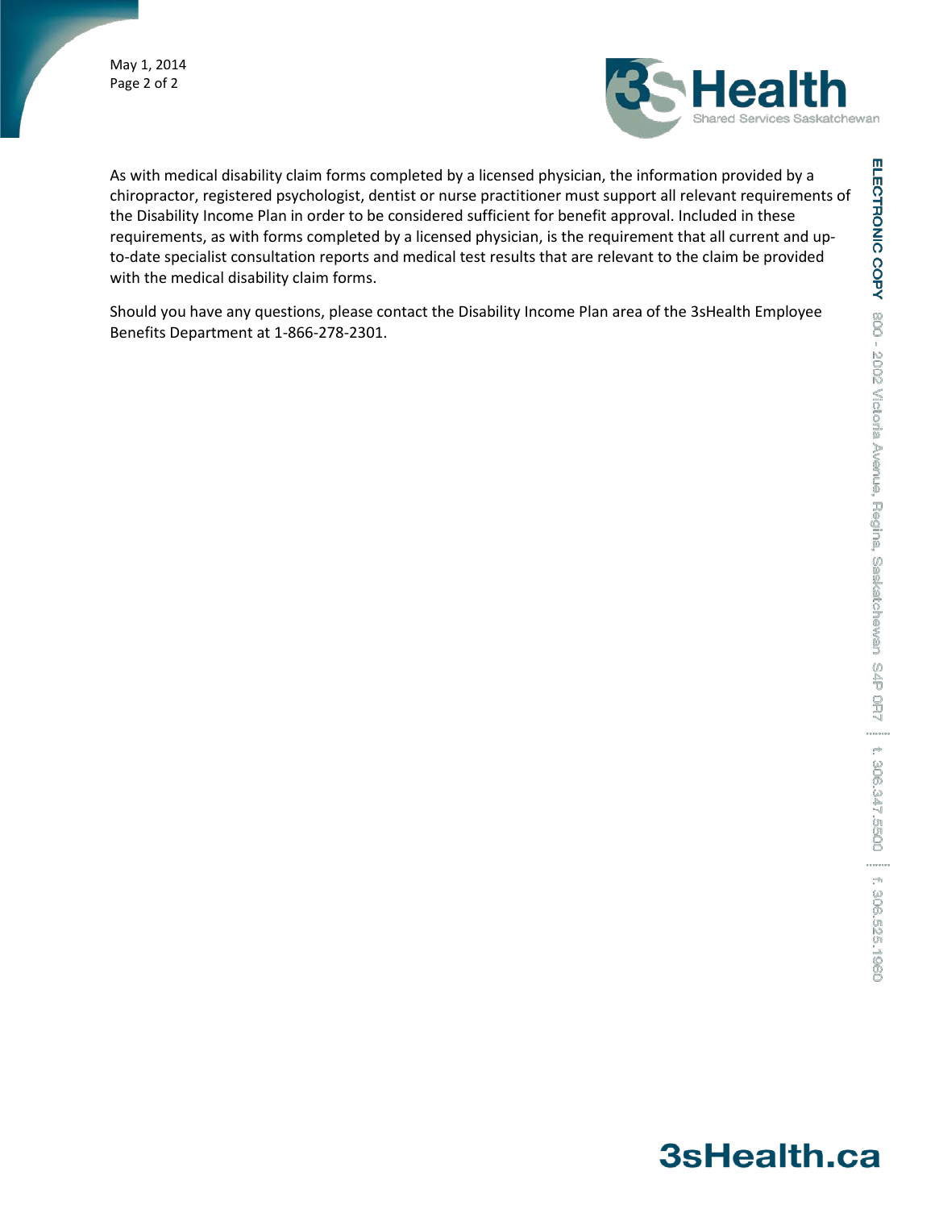As with medical disability claim forms completed by a licensed physician, the information provided by a chiropractor, registered psychologist, dentist or nurse practitioner must support all relevant requirements of the Disability Income Plan in order to be considered sufficient for benefit approval. Included in these requirements, as with forms completed by a licensed physician, is the requirement that all current and up-to-date specialist consultation reports and medical test results that are relevant to the claim be provided with the medical disability claim forms.

Should you have any questions, please contact the Disability Income Plan area of the 3sHealth Employee Benefits Department at 1-866-278-2301.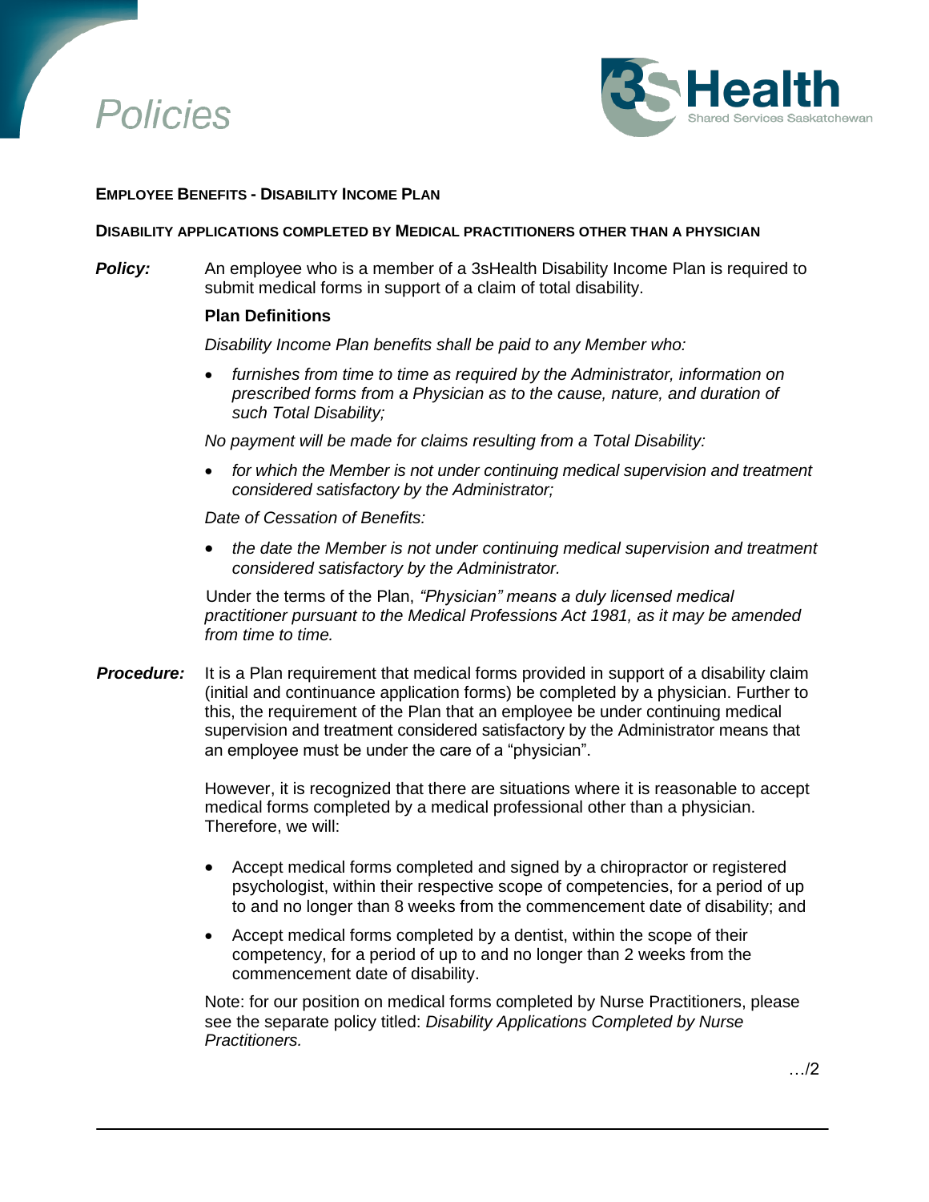# Policies

**EMPLOYEE BENEFITS - DISABILITY INCOME PLAN**

**DISABILITY APPLICATIONS COMPLETED BY MEDICAL PRACTITIONERS OTHER THAN A PHYSICIAN**

***Policy:*** An employee who is a member of a 3sHealth Disability Income Plan is required to submit medical forms in support of a claim of total disability.

**Plan Definitions**

*Disability Income Plan benefits shall be paid to any Member who:*

- *furnishes from time to time as required by the Administrator, information on prescribed forms from a Physician as to the cause, nature, and duration of such Total Disability;*

*No payment will be made for claims resulting from a Total Disability:*

- *for which the Member is not under continuing medical supervision and treatment considered satisfactory by the Administrator;*

*Date of Cessation of Benefits:*

- *the date the Member is not under continuing medical supervision and treatment considered satisfactory by the Administrator.*

Under the terms of the Plan, *"Physician" means a duly licensed medical practitioner pursuant to the Medical Professions Act 1981, as it may be amended from time to time.*

***Procedure:*** It is a Plan requirement that medical forms provided in support of a disability claim (initial and continuance application forms) be completed by a physician. Further to this, the requirement of the Plan that an employee be under continuing medical supervision and treatment considered satisfactory by the Administrator means that an employee must be under the care of a "physician".

However, it is recognized that there are situations where it is reasonable to accept medical forms completed by a medical professional other than a physician. Therefore, we will:

- Accept medical forms completed and signed by a chiropractor or registered psychologist, within their respective scope of competencies, for a period of up to and no longer than 8 weeks from the commencement date of disability; and
- Accept medical forms completed by a dentist, within the scope of their competency, for a period of up to and no longer than 2 weeks from the commencement date of disability.

Note: for our position on medical forms completed by Nurse Practitioners, please see the separate policy titled: *Disability Applications Completed by Nurse Practitioners.*

…/2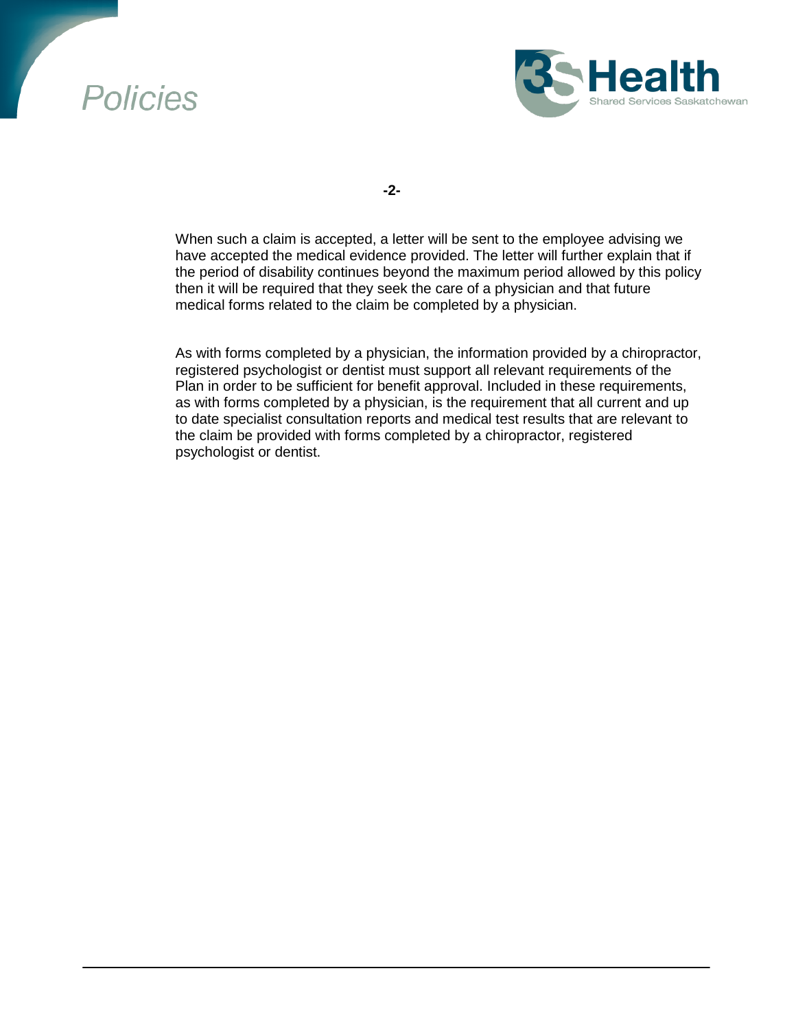When such a claim is accepted, a letter will be sent to the employee advising we have accepted the medical evidence provided. The letter will further explain that if the period of disability continues beyond the maximum period allowed by this policy then it will be required that they seek the care of a physician and that future medical forms related to the claim be completed by a physician.

As with forms completed by a physician, the information provided by a chiropractor, registered psychologist or dentist must support all relevant requirements of the Plan in order to be sufficient for benefit approval. Included in these requirements, as with forms completed by a physician, is the requirement that all current and up to date specialist consultation reports and medical test results that are relevant to the claim be provided with forms completed by a chiropractor, registered psychologist or dentist.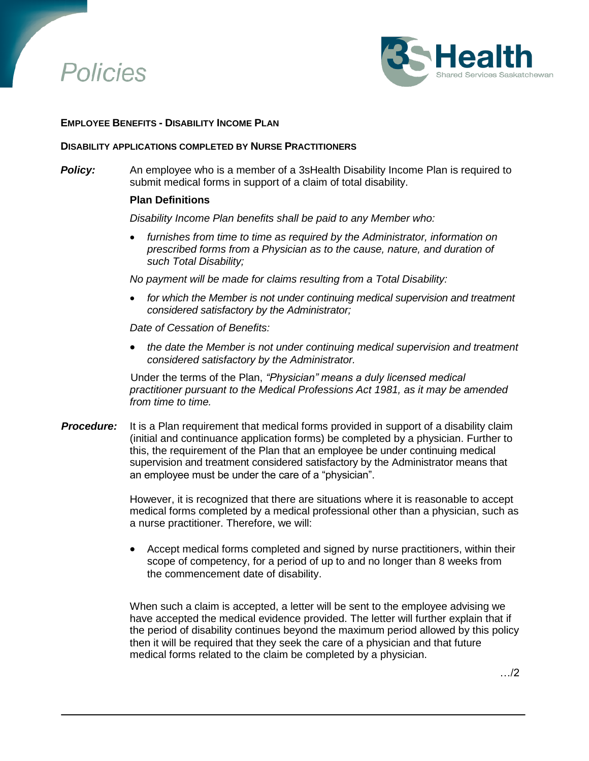# Policies

**EMPLOYEE BENEFITS - DISABILITY INCOME PLAN**

**DISABILITY APPLICATIONS COMPLETED BY NURSE PRACTITIONERS**

***Policy:*** An employee who is a member of a 3sHealth Disability Income Plan is required to submit medical forms in support of a claim of total disability.

**Plan Definitions**

*Disability Income Plan benefits shall be paid to any Member who:*

- *furnishes from time to time as required by the Administrator, information on prescribed forms from a Physician as to the cause, nature, and duration of such Total Disability;*

*No payment will be made for claims resulting from a Total Disability:*

- *for which the Member is not under continuing medical supervision and treatment considered satisfactory by the Administrator;*

*Date of Cessation of Benefits:*

- *the date the Member is not under continuing medical supervision and treatment considered satisfactory by the Administrator.*

Under the terms of the Plan, *"Physician" means a duly licensed medical practitioner pursuant to the Medical Professions Act 1981, as it may be amended from time to time.*

***Procedure:*** It is a Plan requirement that medical forms provided in support of a disability claim (initial and continuance application forms) be completed by a physician. Further to this, the requirement of the Plan that an employee be under continuing medical supervision and treatment considered satisfactory by the Administrator means that an employee must be under the care of a "physician".

However, it is recognized that there are situations where it is reasonable to accept medical forms completed by a medical professional other than a physician, such as a nurse practitioner. Therefore, we will:

- Accept medical forms completed and signed by nurse practitioners, within their scope of competency, for a period of up to and no longer than 8 weeks from the commencement date of disability.

When such a claim is accepted, a letter will be sent to the employee advising we have accepted the medical evidence provided. The letter will further explain that if the period of disability continues beyond the maximum period allowed by this policy then it will be required that they seek the care of a physician and that future medical forms related to the claim be completed by a physician.

…/2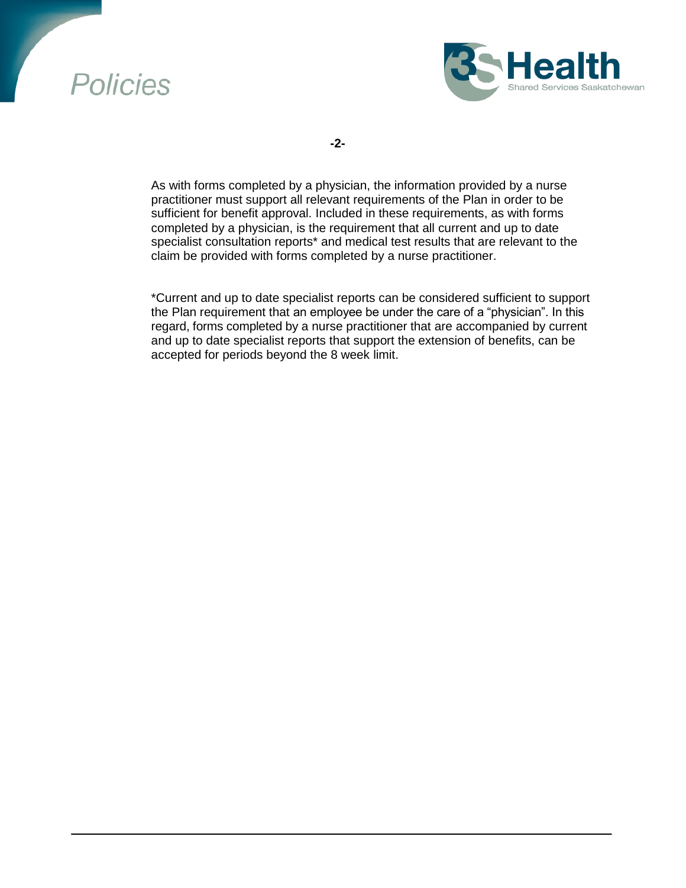As with forms completed by a physician, the information provided by a nurse practitioner must support all relevant requirements of the Plan in order to be sufficient for benefit approval. Included in these requirements, as with forms completed by a physician, is the requirement that all current and up to date specialist consultation reports* and medical test results that are relevant to the claim be provided with forms completed by a nurse practitioner.

*Current and up to date specialist reports can be considered sufficient to support the Plan requirement that an employee be under the care of a "physician". In this regard, forms completed by a nurse practitioner that are accompanied by current and up to date specialist reports that support the extension of benefits, can be accepted for periods beyond the 8 week limit.